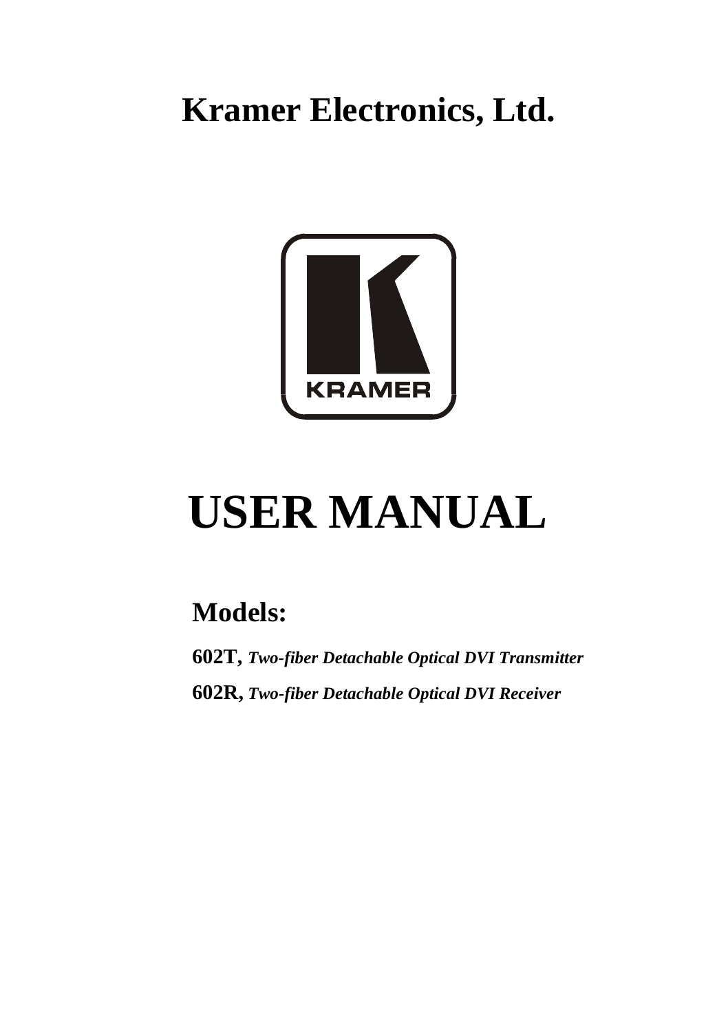# Kramer Electronics, Ltd.

KRAMER

# USER MANUAL

## Models:

**602T,** ***Two-fiber Detachable Optical DVI Transmitter***

**602R,** ***Two-fiber Detachable Optical DVI Receiver***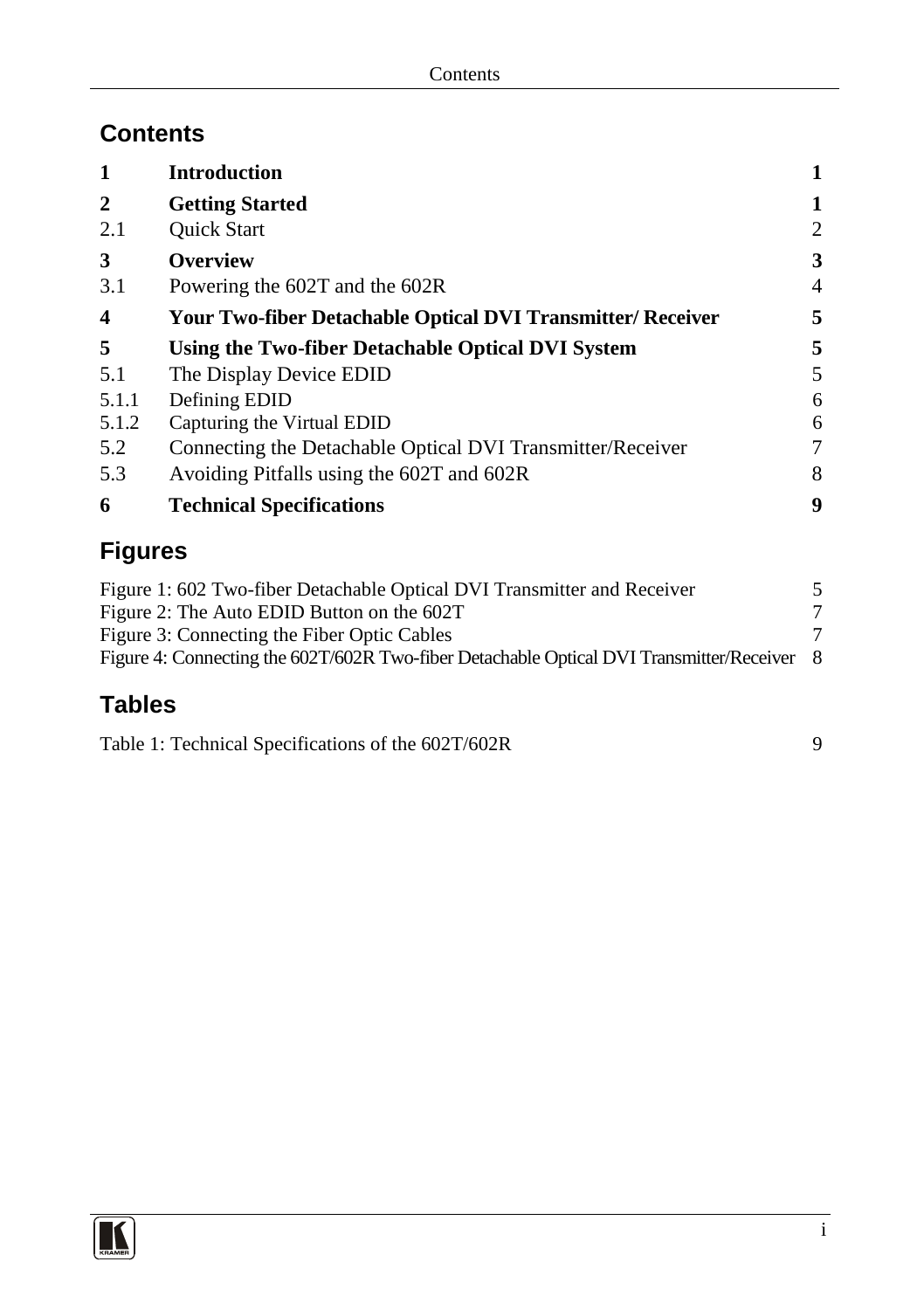# Contents

| | | |
|---|---|---|
| **1** | **Introduction** | **1** |
| **2** | **Getting Started** | **1** |
| 2.1 | Quick Start | 2 |
| **3** | **Overview** | **3** |
| 3.1 | Powering the 602T and the 602R | 4 |
| **4** | **Your Two-fiber Detachable Optical DVI Transmitter/ Receiver** | **5** |
| **5** | **Using the Two-fiber Detachable Optical DVI System** | **5** |
| 5.1 | The Display Device EDID | 5 |
| 5.1.1 | Defining EDID | 6 |
| 5.1.2 | Capturing the Virtual EDID | 6 |
| 5.2 | Connecting the Detachable Optical DVI Transmitter/Receiver | 7 |
| 5.3 | Avoiding Pitfalls using the 602T and 602R | 8 |
| **6** | **Technical Specifications** | **9** |

# Figures

| | |
|---|---|
| Figure 1: 602 Two-fiber Detachable Optical DVI Transmitter and Receiver | 5 |
| Figure 2: The Auto EDID Button on the 602T | 7 |
| Figure 3: Connecting the Fiber Optic Cables | 7 |
| Figure 4: Connecting the 602T/602R Two-fiber Detachable Optical DVI Transmitter/Receiver | 8 |

# Tables

| | |
|---|---|
| Table 1: Technical Specifications of the 602T/602R | 9 |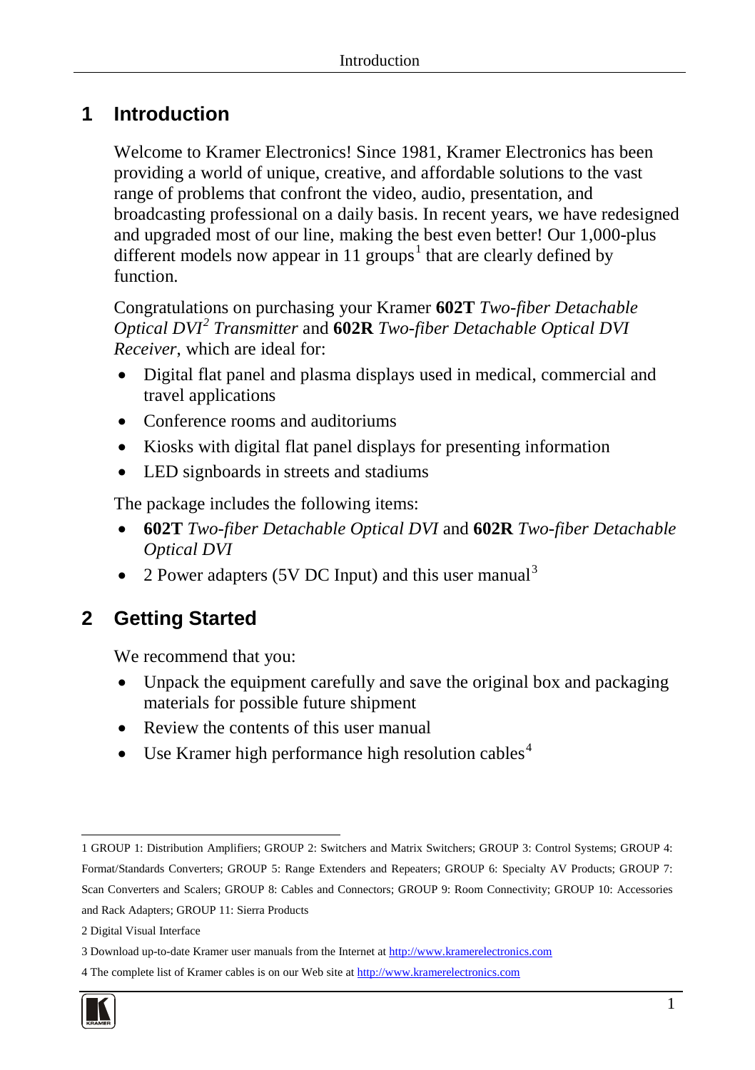# 1 Introduction

Welcome to Kramer Electronics! Since 1981, Kramer Electronics has been providing a world of unique, creative, and affordable solutions to the vast range of problems that confront the video, audio, presentation, and broadcasting professional on a daily basis. In recent years, we have redesigned and upgraded most of our line, making the best even better! Our 1,000-plus different models now appear in 11 groups[1] that are clearly defined by function.

Congratulations on purchasing your Kramer **602T** *Two-fiber Detachable Optical DVI[2] Transmitter* and **602R** *Two-fiber Detachable Optical DVI Receiver*, which are ideal for:

- Digital flat panel and plasma displays used in medical, commercial and travel applications
- Conference rooms and auditoriums
- Kiosks with digital flat panel displays for presenting information
- LED signboards in streets and stadiums

The package includes the following items:

- **602T** *Two-fiber Detachable Optical DVI* and **602R** *Two-fiber Detachable Optical DVI*
- 2 Power adapters (5V DC Input) and this user manual[3]

# 2 Getting Started

We recommend that you:

- Unpack the equipment carefully and save the original box and packaging materials for possible future shipment
- Review the contents of this user manual
- Use Kramer high performance high resolution cables[4]

---

1 GROUP 1: Distribution Amplifiers; GROUP 2: Switchers and Matrix Switchers; GROUP 3: Control Systems; GROUP 4: Format/Standards Converters; GROUP 5: Range Extenders and Repeaters; GROUP 6: Specialty AV Products; GROUP 7: Scan Converters and Scalers; GROUP 8: Cables and Connectors; GROUP 9: Room Connectivity; GROUP 10: Accessories and Rack Adapters; GROUP 11: Sierra Products

2 Digital Visual Interface

3 Download up-to-date Kramer user manuals from the Internet at http://www.kramerelectronics.com

4 The complete list of Kramer cables is on our Web site at http://www.kramerelectronics.com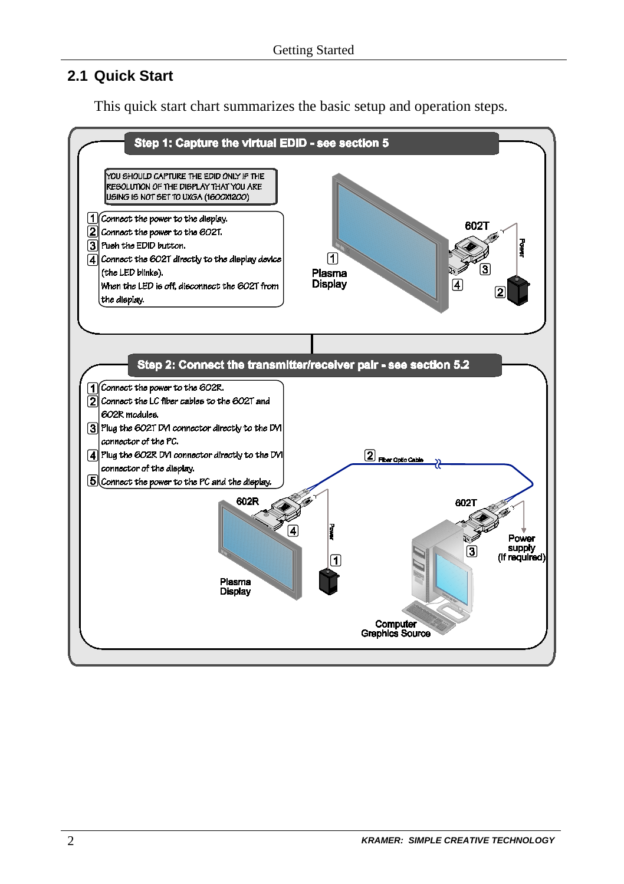## 2.1 Quick Start

This quick start chart summarizes the basic setup and operation steps.

**Step 1: Capture the virtual EDID - see section 5**

YOU SHOULD CAPTURE THE EDID ONLY IF THE RESOLUTION OF THE DISPLAY THAT YOU ARE USING IS NOT SET TO UXGA (1600X1200)

1. Connect the power to the display.
2. Connect the power to the 602T.
3. Push the EDID button.
4. Connect the 602T directly to the display device (the LED blinks).
   When the LED is off, disconnect the 602T from the display.

**Step 2: Connect the transmitter/receiver pair - see section 5.2**

1. Connect the power to the 602R.
2. Connect the LC fiber cables to the 602T and 602R modules.
3. Plug the 602T DVI connector directly to the DVI connector of the PC.
4. Plug the 602R DVI connector directly to the DVI connector of the display.
5. Connect the power to the PC and the display.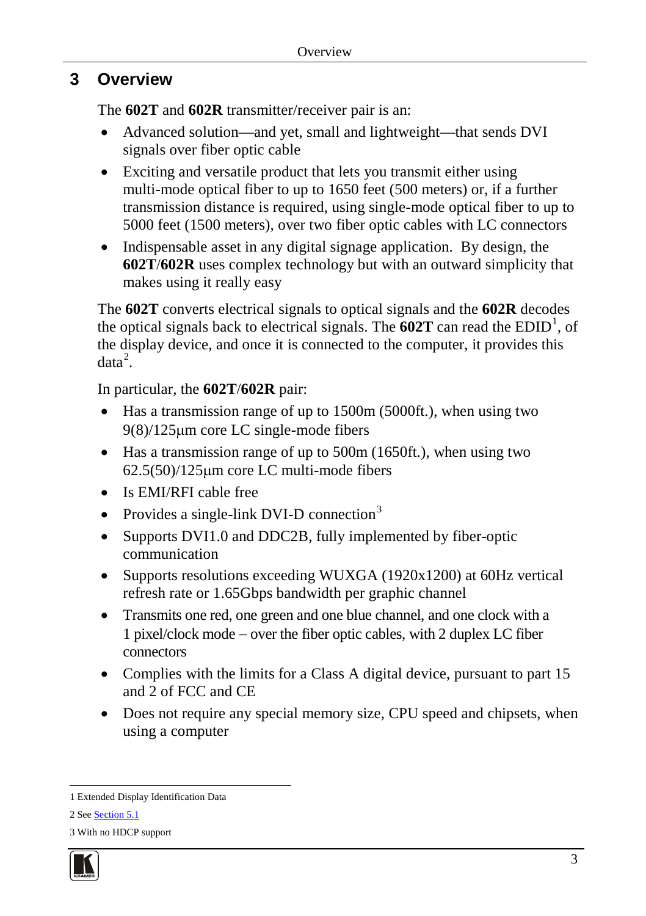# 3 Overview

The **602T** and **602R** transmitter/receiver pair is an:

- Advanced solution—and yet, small and lightweight—that sends DVI signals over fiber optic cable
- Exciting and versatile product that lets you transmit either using multi-mode optical fiber to up to 1650 feet (500 meters) or, if a further transmission distance is required, using single-mode optical fiber to up to 5000 feet (1500 meters), over two fiber optic cables with LC connectors
- Indispensable asset in any digital signage application. By design, the **602T**/**602R** uses complex technology but with an outward simplicity that makes using it really easy

The **602T** converts electrical signals to optical signals and the **602R** decodes the optical signals back to electrical signals. The **602T** can read the EDID[1], of the display device, and once it is connected to the computer, it provides this data[2].

In particular, the **602T**/**602R** pair:

- Has a transmission range of up to 1500m (5000ft.), when using two 9(8)/125µm core LC single-mode fibers
- Has a transmission range of up to 500m (1650ft.), when using two 62.5(50)/125µm core LC multi-mode fibers
- Is EMI/RFI cable free
- Provides a single-link DVI-D connection[3]
- Supports DVI1.0 and DDC2B, fully implemented by fiber-optic communication
- Supports resolutions exceeding WUXGA (1920x1200) at 60Hz vertical refresh rate or 1.65Gbps bandwidth per graphic channel
- Transmits one red, one green and one blue channel, and one clock with a 1 pixel/clock mode – over the fiber optic cables, with 2 duplex LC fiber connectors
- Complies with the limits for a Class A digital device, pursuant to part 15 and 2 of FCC and CE
- Does not require any special memory size, CPU speed and chipsets, when using a computer

---

1 Extended Display Identification Data

2 See Section 5.1

3 With no HDCP support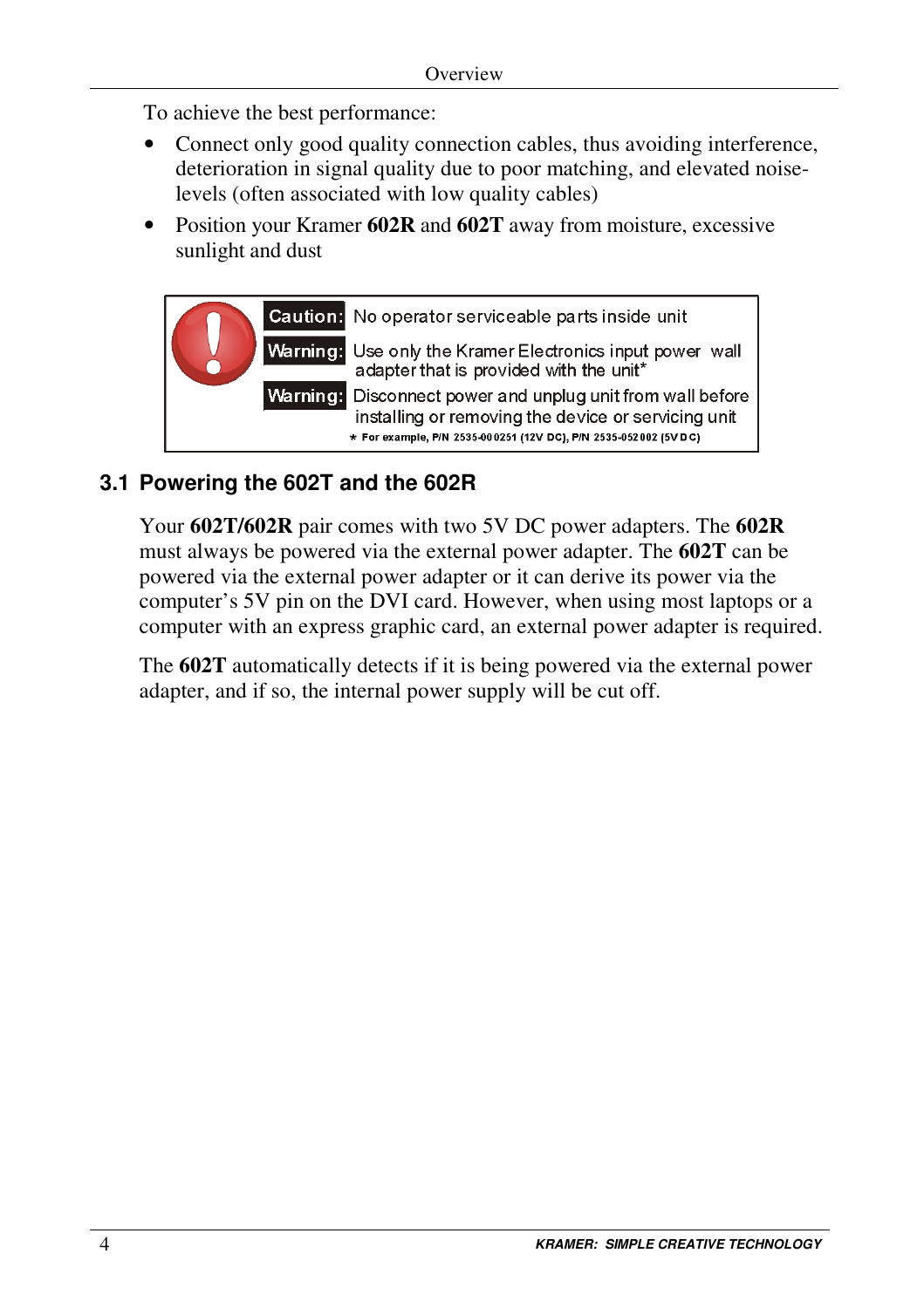To achieve the best performance:

- Connect only good quality connection cables, thus avoiding interference, deterioration in signal quality due to poor matching, and elevated noise-levels (often associated with low quality cables)
- Position your Kramer **602R** and **602T** away from moisture, excessive sunlight and dust

| | |
|---|---|
| **Caution:** | No operator serviceable parts inside unit |
| **Warning:** | Use only the Kramer Electronics input power wall adapter that is provided with the unit* |
| **Warning:** | Disconnect power and unplug unit from wall before installing or removing the device or servicing unit |

* For example, P/N 2535-000251 (12V DC), P/N 2535-052002 (5V DC)

## 3.1 Powering the 602T and the 602R

Your **602T/602R** pair comes with two 5V DC power adapters. The **602R** must always be powered via the external power adapter. The **602T** can be powered via the external power adapter or it can derive its power via the computer's 5V pin on the DVI card. However, when using most laptops or a computer with an express graphic card, an external power adapter is required.

The **602T** automatically detects if it is being powered via the external power adapter, and if so, the internal power supply will be cut off.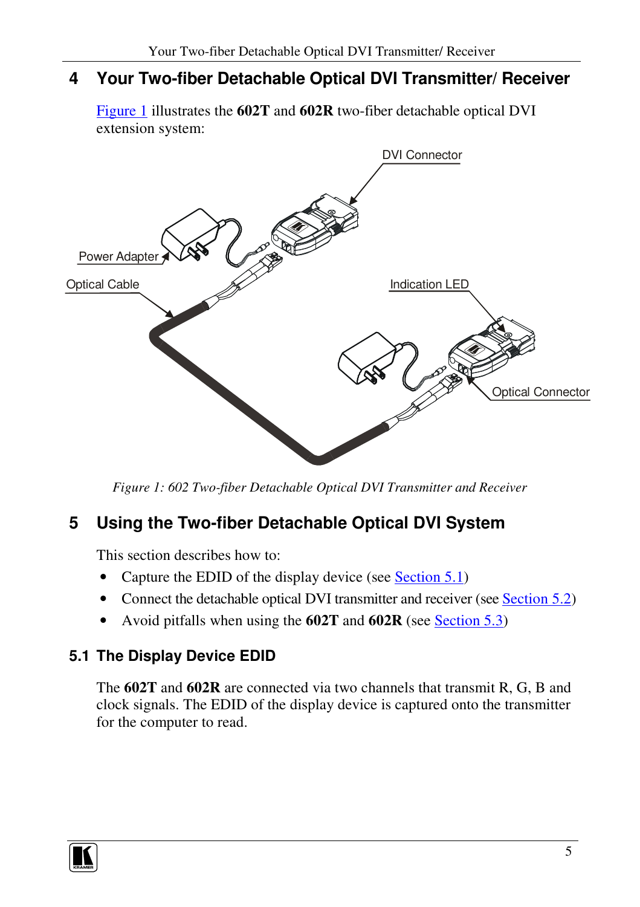# 4 Your Two-fiber Detachable Optical DVI Transmitter/ Receiver

Figure 1 illustrates the **602T** and **602R** two-fiber detachable optical DVI extension system:

DVI Connector

Power Adapter

Optical Cable

Indication LED

Optical Connector

*Figure 1: 602 Two-fiber Detachable Optical DVI Transmitter and Receiver*

# 5 Using the Two-fiber Detachable Optical DVI System

This section describes how to:

- Capture the EDID of the display device (see Section 5.1)
- Connect the detachable optical DVI transmitter and receiver (see Section 5.2)
- Avoid pitfalls when using the **602T** and **602R** (see Section 5.3)

## 5.1 The Display Device EDID

The **602T** and **602R** are connected via two channels that transmit R, G, B and clock signals. The EDID of the display device is captured onto the transmitter for the computer to read.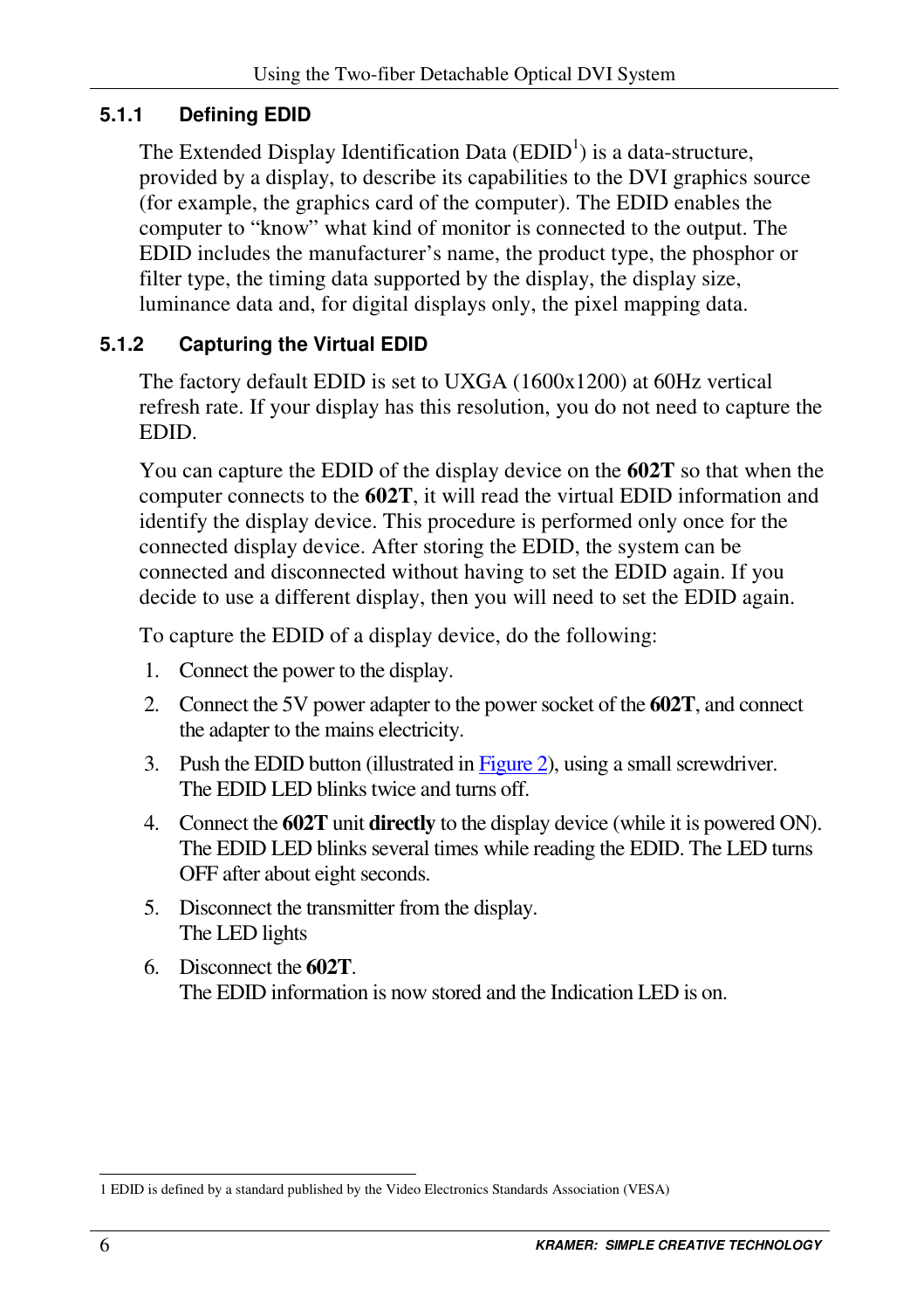### 5.1.1 Defining EDID

The Extended Display Identification Data (EDID[1]) is a data-structure, provided by a display, to describe its capabilities to the DVI graphics source (for example, the graphics card of the computer). The EDID enables the computer to “know” what kind of monitor is connected to the output. The EDID includes the manufacturer’s name, the product type, the phosphor or filter type, the timing data supported by the display, the display size, luminance data and, for digital displays only, the pixel mapping data.

### 5.1.2 Capturing the Virtual EDID

The factory default EDID is set to UXGA (1600x1200) at 60Hz vertical refresh rate. If your display has this resolution, you do not need to capture the EDID.

You can capture the EDID of the display device on the **602T** so that when the computer connects to the **602T**, it will read the virtual EDID information and identify the display device. This procedure is performed only once for the connected display device. After storing the EDID, the system can be connected and disconnected without having to set the EDID again. If you decide to use a different display, then you will need to set the EDID again.

To capture the EDID of a display device, do the following:

1. Connect the power to the display.
2. Connect the 5V power adapter to the power socket of the **602T**, and connect the adapter to the mains electricity.
3. Push the EDID button (illustrated in Figure 2), using a small screwdriver.
   The EDID LED blinks twice and turns off.
4. Connect the **602T** unit **directly** to the display device (while it is powered ON).
   The EDID LED blinks several times while reading the EDID. The LED turns OFF after about eight seconds.
5. Disconnect the transmitter from the display.
   The LED lights
6. Disconnect the **602T**.
   The EDID information is now stored and the Indication LED is on.

---

1 EDID is defined by a standard published by the Video Electronics Standards Association (VESA)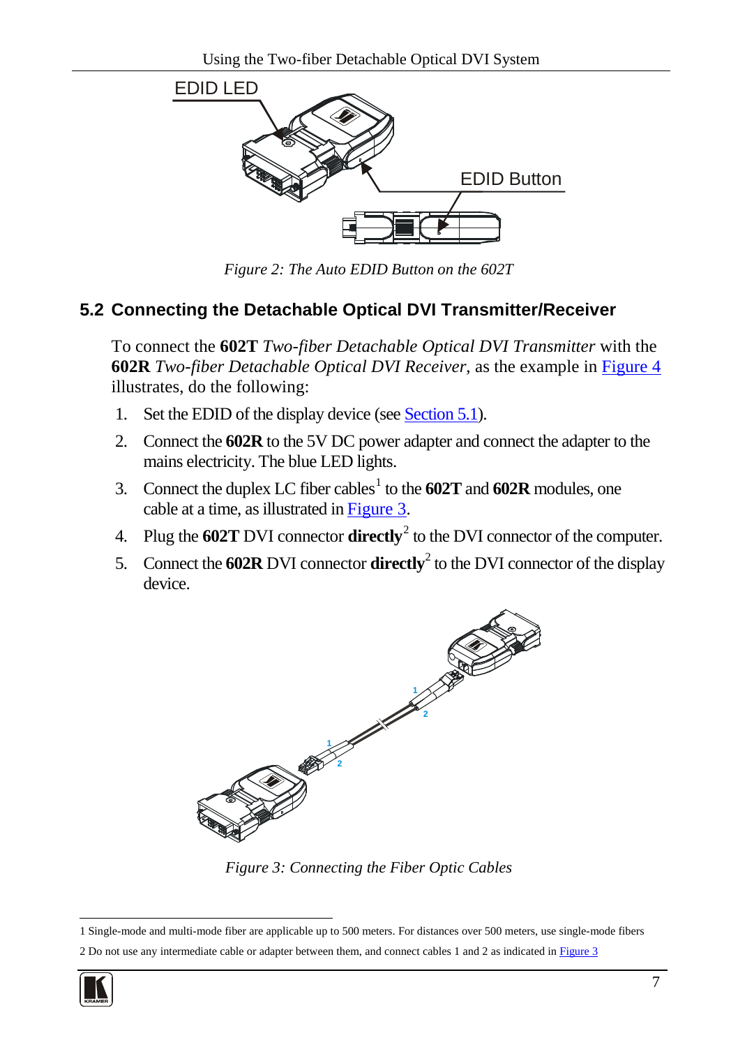EDID LED

EDID Button

*Figure 2: The Auto EDID Button on the 602T*

## 5.2 Connecting the Detachable Optical DVI Transmitter/Receiver

To connect the **602T** *Two-fiber Detachable Optical DVI Transmitter* with the **602R** *Two-fiber Detachable Optical DVI Receiver*, as the example in Figure 4 illustrates, do the following:

1. Set the EDID of the display device (see Section 5.1).
2. Connect the **602R** to the 5V DC power adapter and connect the adapter to the mains electricity. The blue LED lights.
3. Connect the duplex LC fiber cables[1] to the **602T** and **602R** modules, one cable at a time, as illustrated in Figure 3.
4. Plug the **602T** DVI connector **directly**[2] to the DVI connector of the computer.
5. Connect the **602R** DVI connector **directly**[2] to the DVI connector of the display device.

*Figure 3: Connecting the Fiber Optic Cables*

1 Single-mode and multi-mode fiber are applicable up to 500 meters. For distances over 500 meters, use single-mode fibers

2 Do not use any intermediate cable or adapter between them, and connect cables 1 and 2 as indicated in Figure 3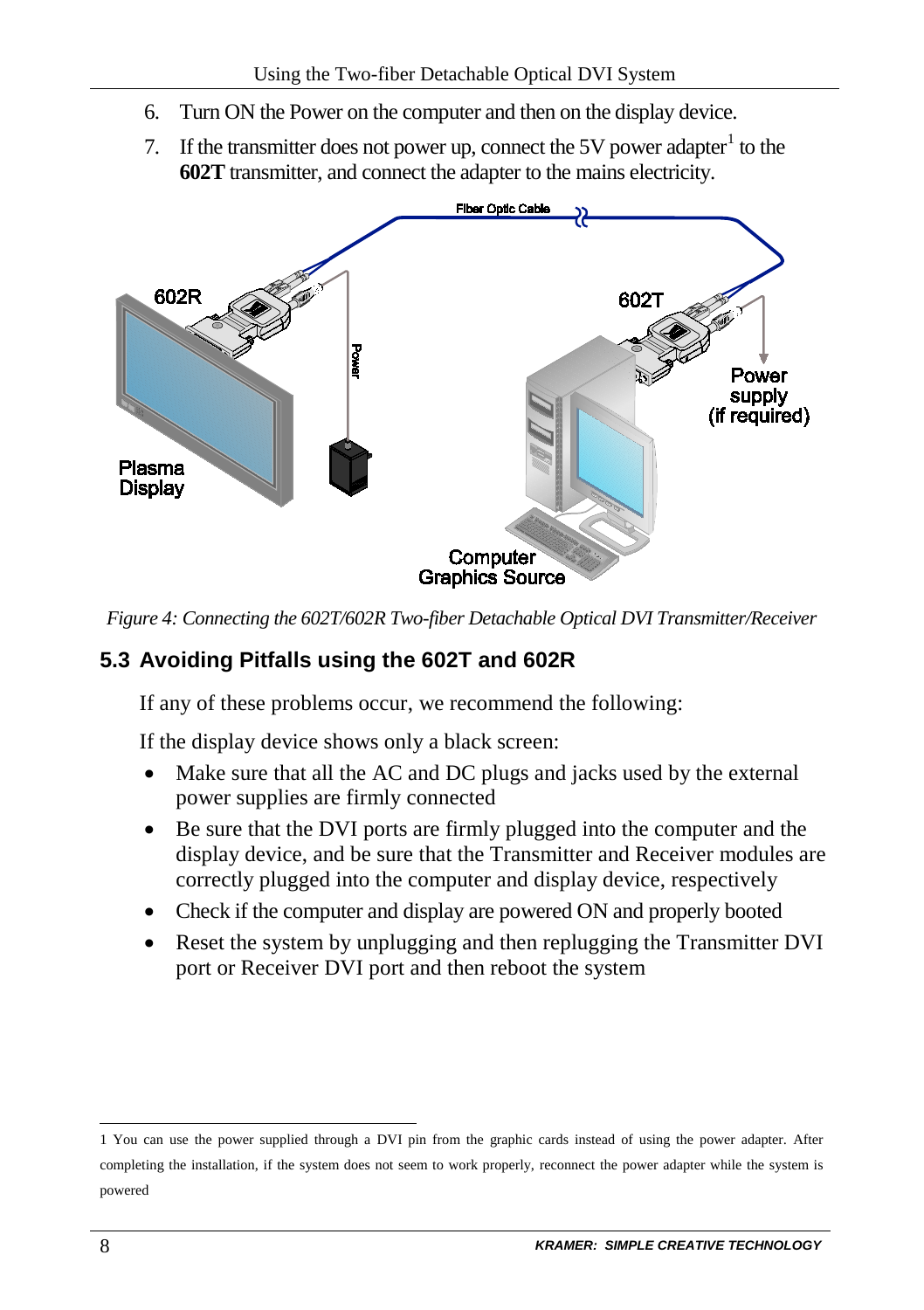6. Turn ON the Power on the computer and then on the display device.
7. If the transmitter does not power up, connect the 5V power adapter[1] to the **602T** transmitter, and connect the adapter to the mains electricity.

*Figure 4: Connecting the 602T/602R Two-fiber Detachable Optical DVI Transmitter/Receiver*

## 5.3 Avoiding Pitfalls using the 602T and 602R

If any of these problems occur, we recommend the following:

If the display device shows only a black screen:

- Make sure that all the AC and DC plugs and jacks used by the external power supplies are firmly connected
- Be sure that the DVI ports are firmly plugged into the computer and the display device, and be sure that the Transmitter and Receiver modules are correctly plugged into the computer and display device, respectively
- Check if the computer and display are powered ON and properly booted
- Reset the system by unplugging and then replugging the Transmitter DVI port or Receiver DVI port and then reboot the system

1 You can use the power supplied through a DVI pin from the graphic cards instead of using the power adapter. After completing the installation, if the system does not seem to work properly, reconnect the power adapter while the system is powered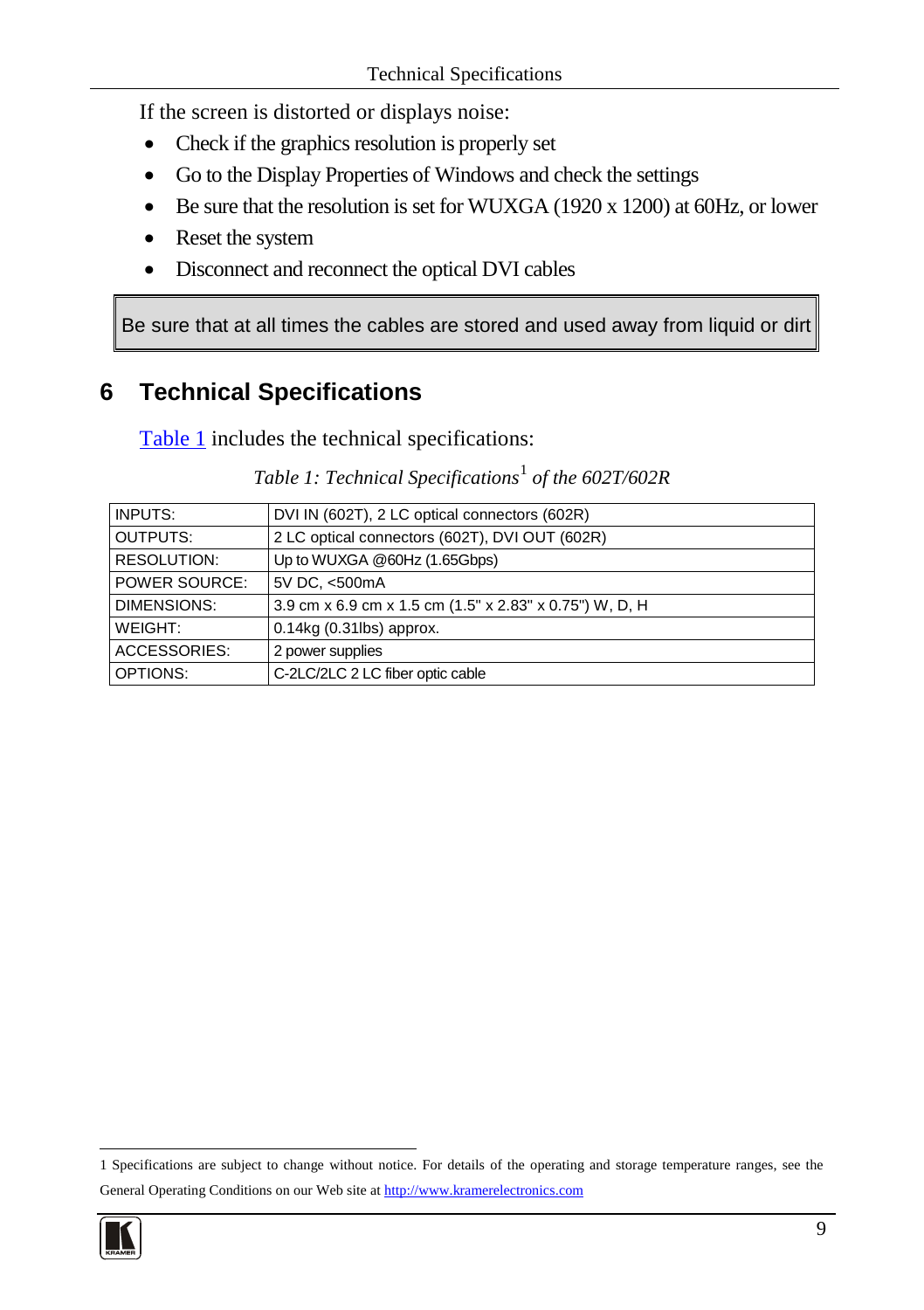If the screen is distorted or displays noise:

- Check if the graphics resolution is properly set
- Go to the Display Properties of Windows and check the settings
- Be sure that the resolution is set for WUXGA (1920 x 1200) at 60Hz, or lower
- Reset the system
- Disconnect and reconnect the optical DVI cables

> Be sure that at all times the cables are stored and used away from liquid or dirt

# 6 Technical Specifications

Table 1 includes the technical specifications:

*Table 1: Technical Specifications[1] of the 602T/602R*

| | |
|---|---|
| INPUTS: | DVI IN (602T), 2 LC optical connectors (602R) |
| OUTPUTS: | 2 LC optical connectors (602T), DVI OUT (602R) |
| RESOLUTION: | Up to WUXGA @60Hz (1.65Gbps) |
| POWER SOURCE: | 5V DC, <500mA |
| DIMENSIONS: | 3.9 cm x 6.9 cm x 1.5 cm (1.5" x 2.83" x 0.75") W, D, H |
| WEIGHT: | 0.14kg (0.31lbs) approx. |
| ACCESSORIES: | 2 power supplies |
| OPTIONS: | C-2LC/2LC 2 LC fiber optic cable |

1 Specifications are subject to change without notice. For details of the operating and storage temperature ranges, see the General Operating Conditions on our Web site at http://www.kramerelectronics.com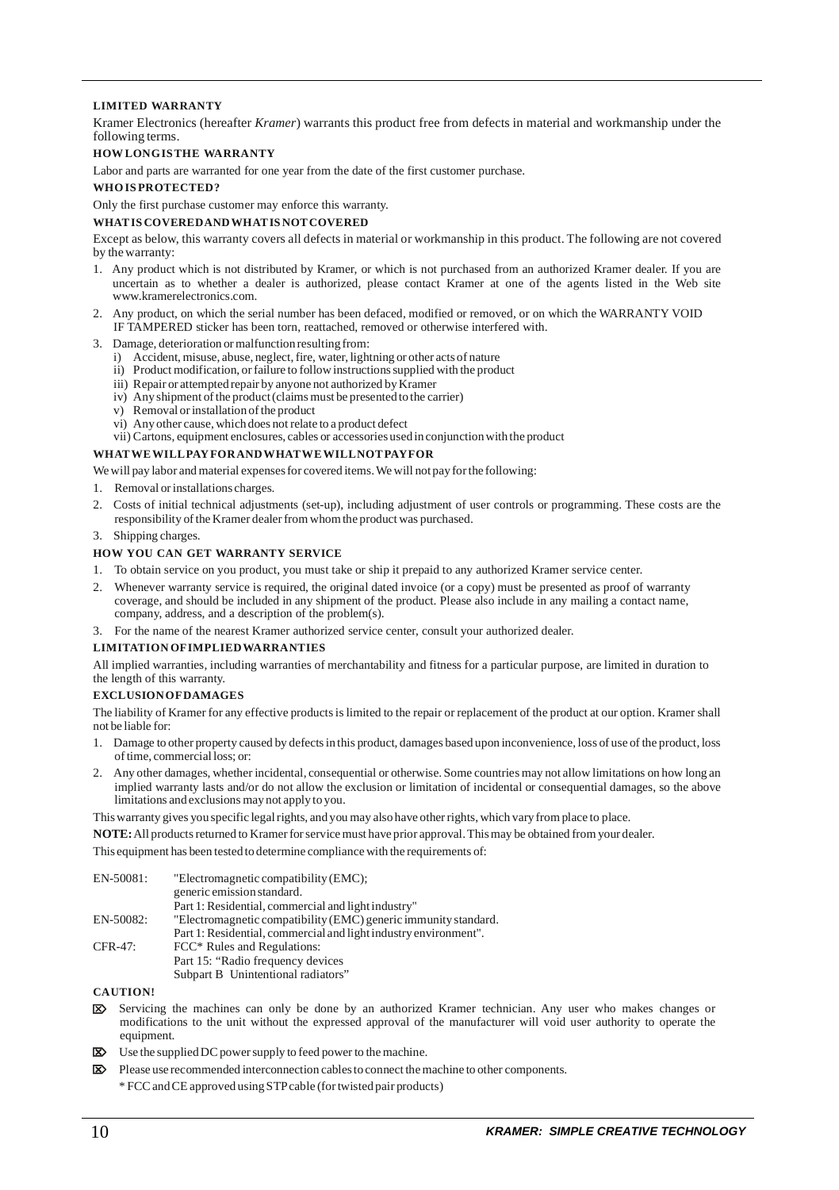## LIMITED WARRANTY

Kramer Electronics (hereafter *Kramer*) warrants this product free from defects in material and workmanship under the following terms.

### HOW LONG IS THE WARRANTY

Labor and parts are warranted for one year from the date of the first customer purchase.

### WHO IS PROTECTED?

Only the first purchase customer may enforce this warranty.

### WHAT IS COVERED AND WHAT IS NOT COVERED

Except as below, this warranty covers all defects in material or workmanship in this product. The following are not covered by the warranty:

1. Any product which is not distributed by Kramer, or which is not purchased from an authorized Kramer dealer. If you are uncertain as to whether a dealer is authorized, please contact Kramer at one of the agents listed in the Web site www.kramerelectronics.com.
2. Any product, on which the serial number has been defaced, modified or removed, or on which the WARRANTY VOID IF TAMPERED sticker has been torn, reattached, removed or otherwise interfered with.
3. Damage, deterioration or malfunction resulting from:
   i) Accident, misuse, abuse, neglect, fire, water, lightning or other acts of nature
   ii) Product modification, or failure to follow instructions supplied with the product
   iii) Repair or attempted repair by anyone not authorized by Kramer
   iv) Any shipment of the product (claims must be presented to the carrier)
   v) Removal or installation of the product
   vi) Any other cause, which does not relate to a product defect
   vii) Cartons, equipment enclosures, cables or accessories used in conjunction with the product

### WHAT WE WILL PAY FOR AND WHAT WE WILL NOT PAY FOR

We will pay labor and material expenses for covered items. We will not pay for the following:

1. Removal or installations charges.
2. Costs of initial technical adjustments (set-up), including adjustment of user controls or programming. These costs are the responsibility of the Kramer dealer from whom the product was purchased.
3. Shipping charges.

### HOW YOU CAN GET WARRANTY SERVICE

1. To obtain service on you product, you must take or ship it prepaid to any authorized Kramer service center.
2. Whenever warranty service is required, the original dated invoice (or a copy) must be presented as proof of warranty coverage, and should be included in any shipment of the product. Please also include in any mailing a contact name, company, address, and a description of the problem(s).
3. For the name of the nearest Kramer authorized service center, consult your authorized dealer.

### LIMITATION OF IMPLIED WARRANTIES

All implied warranties, including warranties of merchantability and fitness for a particular purpose, are limited in duration to the length of this warranty.

### EXCLUSION OF DAMAGES

The liability of Kramer for any effective products is limited to the repair or replacement of the product at our option. Kramer shall not be liable for:

1. Damage to other property caused by defects in this product, damages based upon inconvenience, loss of use of the product, loss of time, commercial loss; or:
2. Any other damages, whether incidental, consequential or otherwise. Some countries may not allow limitations on how long an implied warranty lasts and/or do not allow the exclusion or limitation of incidental or consequential damages, so the above limitations and exclusions may not apply to you.

This warranty gives you specific legal rights, and you may also have other rights, which vary from place to place.

**NOTE:** All products returned to Kramer for service must have prior approval. This may be obtained from your dealer.

This equipment has been tested to determine compliance with the requirements of:

| | |
|---|---|
| EN-50081: | "Electromagnetic compatibility (EMC); generic emission standard. Part 1: Residential, commercial and light industry" |
| EN-50082: | "Electromagnetic compatibility (EMC) generic immunity standard. Part 1: Residential, commercial and light industry environment". |
| CFR-47: | FCC* Rules and Regulations: Part 15: "Radio frequency devices Subpart B Unintentional radiators" |

### CAUTION!

- Servicing the machines can only be done by an authorized Kramer technician. Any user who makes changes or modifications to the unit without the expressed approval of the manufacturer will void user authority to operate the equipment.
- Use the supplied DC power supply to feed power to the machine.
- Please use recommended interconnection cables to connect the machine to other components.

  * FCC and CE approved using STP cable (for twisted pair products)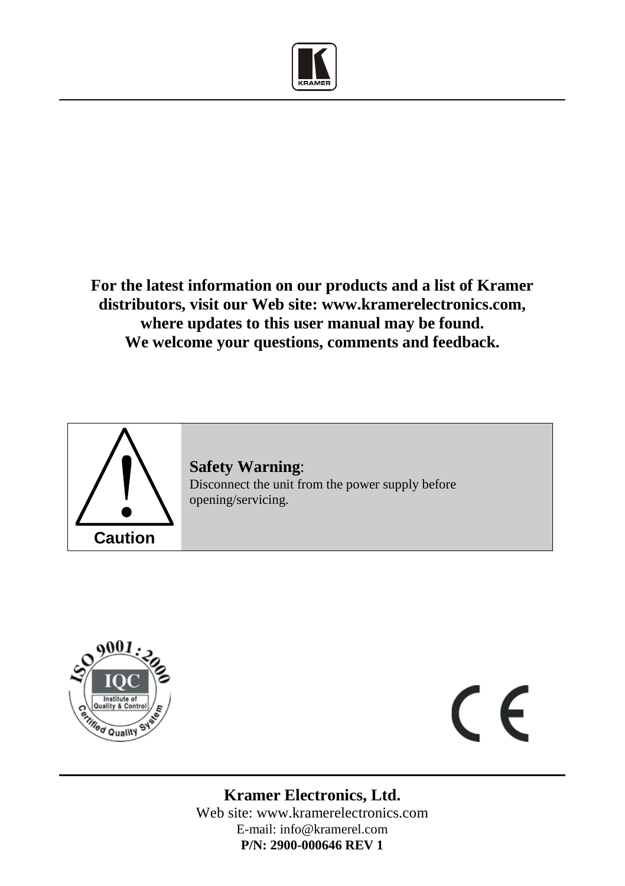**For the latest information on our products and a list of Kramer distributors, visit our Web site: www.kramerelectronics.com, where updates to this user manual may be found.**
**We welcome your questions, comments and feedback.**

| | |
|---|---|
| Caution | **Safety Warning**: Disconnect the unit from the power supply before opening/servicing. |

**Kramer Electronics, Ltd.**
Web site: www.kramerelectronics.com
E-mail: info@kramerel.com
**P/N: 2900-000646 REV 1**